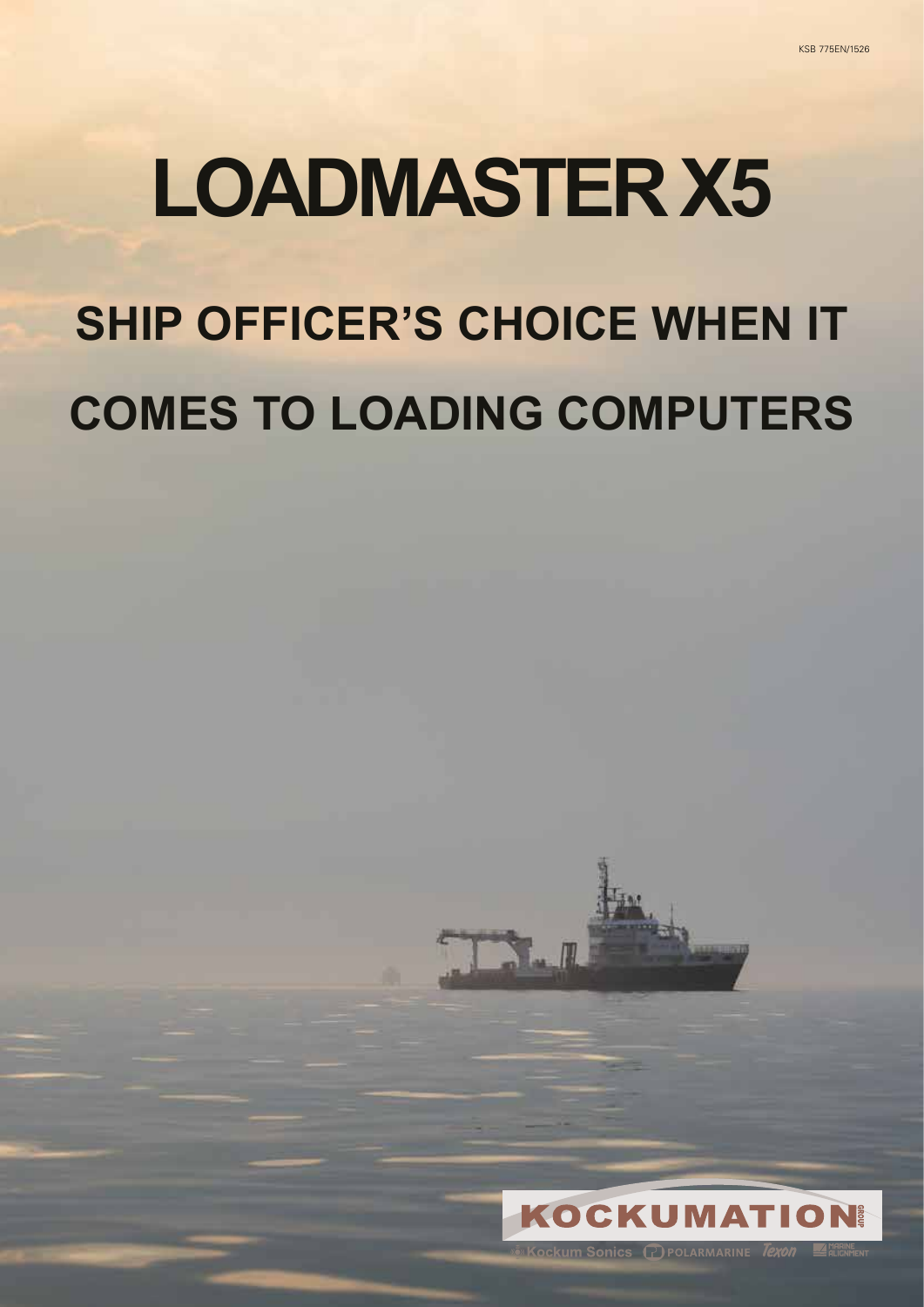KSB 775EN/1526

# LOADMASTER X5

## SHIP OFFICER'S CHOICE WHEN IT COMES TO LOADING COMPUTERS

KOCKUMATION GROUP

Kockum Sonics POLARMARINE Texon MARINE ALIGNMENT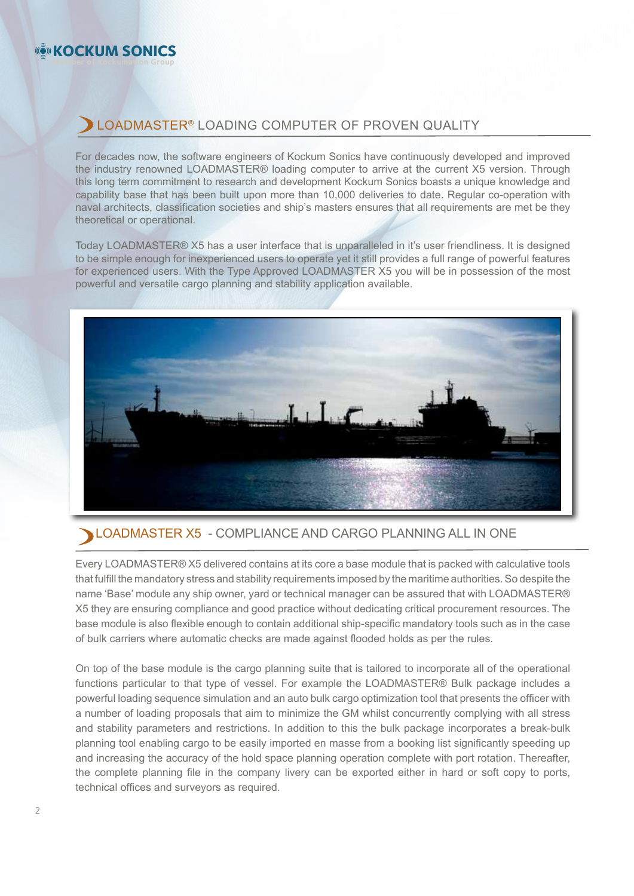## LOADMASTER® LOADING COMPUTER OF PROVEN QUALITY

For decades now, the software engineers of Kockum Sonics have continuously developed and improved the industry renowned LOADMASTER® loading computer to arrive at the current X5 version. Through this long term commitment to research and development Kockum Sonics boasts a unique knowledge and capability base that has been built upon more than 10,000 deliveries to date. Regular co-operation with naval architects, classification societies and ship's masters ensures that all requirements are met be they theoretical or operational.

Today LOADMASTER® X5 has a user interface that is unparalleled in it's user friendliness. It is designed to be simple enough for inexperienced users to operate yet it still provides a full range of powerful features for experienced users. With the Type Approved LOADMASTER X5 you will be in possession of the most powerful and versatile cargo planning and stability application available.

## LOADMASTER X5 - COMPLIANCE AND CARGO PLANNING ALL IN ONE

Every LOADMASTER® X5 delivered contains at its core a base module that is packed with calculative tools that fulfill the mandatory stress and stability requirements imposed by the maritime authorities. So despite the name 'Base' module any ship owner, yard or technical manager can be assured that with LOADMASTER® X5 they are ensuring compliance and good practice without dedicating critical procurement resources. The base module is also flexible enough to contain additional ship-specific mandatory tools such as in the case of bulk carriers where automatic checks are made against flooded holds as per the rules.

On top of the base module is the cargo planning suite that is tailored to incorporate all of the operational functions particular to that type of vessel. For example the LOADMASTER® Bulk package includes a powerful loading sequence simulation and an auto bulk cargo optimization tool that presents the officer with a number of loading proposals that aim to minimize the GM whilst concurrently complying with all stress and stability parameters and restrictions. In addition to this the bulk package incorporates a break-bulk planning tool enabling cargo to be easily imported en masse from a booking list significantly speeding up and increasing the accuracy of the hold space planning operation complete with port rotation. Thereafter, the complete planning file in the company livery can be exported either in hard or soft copy to ports, technical offices and surveyors as required.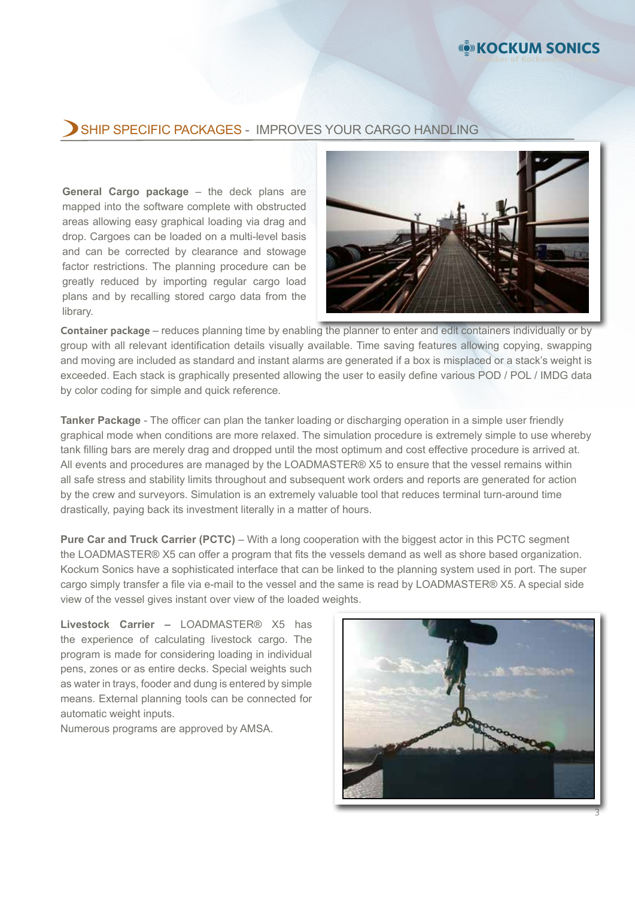## SHIP SPECIFIC PACKAGES - IMPROVES YOUR CARGO HANDLING

**General Cargo package** – the deck plans are mapped into the software complete with obstructed areas allowing easy graphical loading via drag and drop. Cargoes can be loaded on a multi-level basis and can be corrected by clearance and stowage factor restrictions. The planning procedure can be greatly reduced by importing regular cargo load plans and by recalling stored cargo data from the library.

**Container package** – reduces planning time by enabling the planner to enter and edit containers individually or by group with all relevant identification details visually available. Time saving features allowing copying, swapping and moving are included as standard and instant alarms are generated if a box is misplaced or a stack's weight is exceeded. Each stack is graphically presented allowing the user to easily define various POD / POL / IMDG data by color coding for simple and quick reference.

**Tanker Package** - The officer can plan the tanker loading or discharging operation in a simple user friendly graphical mode when conditions are more relaxed. The simulation procedure is extremely simple to use whereby tank filling bars are merely drag and dropped until the most optimum and cost effective procedure is arrived at. All events and procedures are managed by the LOADMASTER® X5 to ensure that the vessel remains within all safe stress and stability limits throughout and subsequent work orders and reports are generated for action by the crew and surveyors. Simulation is an extremely valuable tool that reduces terminal turn-around time drastically, paying back its investment literally in a matter of hours.

**Pure Car and Truck Carrier (PCTC)** – With a long cooperation with the biggest actor in this PCTC segment the LOADMASTER® X5 can offer a program that fits the vessels demand as well as shore based organization. Kockum Sonics have a sophisticated interface that can be linked to the planning system used in port. The super cargo simply transfer a file via e-mail to the vessel and the same is read by LOADMASTER® X5. A special side view of the vessel gives instant over view of the loaded weights.

**Livestock Carrier –** LOADMASTER® X5 has the experience of calculating livestock cargo. The program is made for considering loading in individual pens, zones or as entire decks. Special weights such as water in trays, fooder and dung is entered by simple means. External planning tools can be connected for automatic weight inputs.
Numerous programs are approved by AMSA.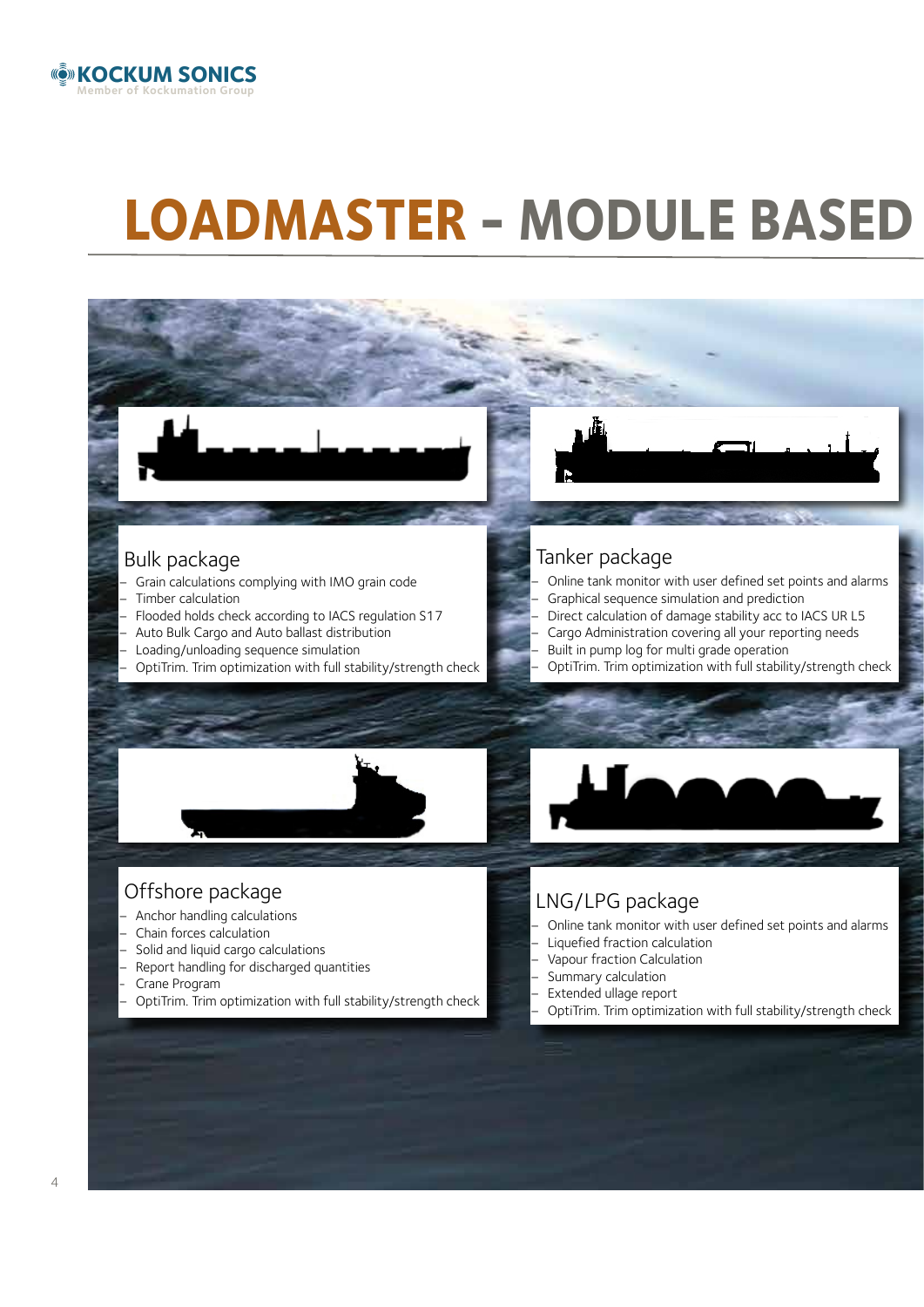# LOADMASTER – MODULE BASED

## Bulk package

- Grain calculations complying with IMO grain code
- Timber calculation
- Flooded holds check according to IACS regulation S17
- Auto Bulk Cargo and Auto ballast distribution
- Loading/unloading sequence simulation
- OptiTrim. Trim optimization with full stability/strength check

## Tanker package

- Online tank monitor with user defined set points and alarms
- Graphical sequence simulation and prediction
- Direct calculation of damage stability acc to IACS UR L5
- Cargo Administration covering all your reporting needs
- Built in pump log for multi grade operation
- OptiTrim. Trim optimization with full stability/strength check

## Offshore package

- Anchor handling calculations
- Chain forces calculation
- Solid and liquid cargo calculations
- Report handling for discharged quantities
- Crane Program
- OptiTrim. Trim optimization with full stability/strength check

## LNG/LPG package

- Online tank monitor with user defined set points and alarms
- Liquefied fraction calculation
- Vapour fraction Calculation
- Summary calculation
- Extended ullage report
- OptiTrim. Trim optimization with full stability/strength check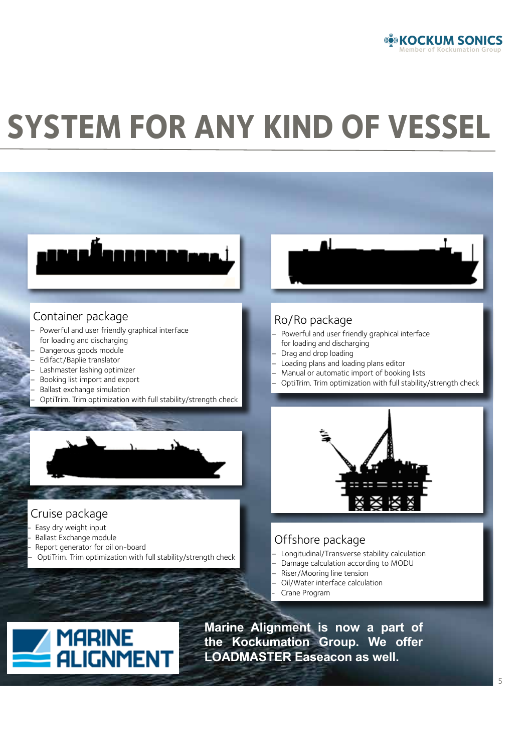# SYSTEM FOR ANY KIND OF VESSEL

## Container package

- Powerful and user friendly graphical interface for loading and discharging
- Dangerous goods module
- Edifact/Baplie translator
- Lashmaster lashing optimizer
- Booking list import and export
- Ballast exchange simulation
- OptiTrim. Trim optimization with full stability/strength check

## Ro/Ro package

- Powerful and user friendly graphical interface for loading and discharging
- Drag and drop loading
- Loading plans and loading plans editor
- Manual or automatic import of booking lists
- OptiTrim. Trim optimization with full stability/strength check

## Cruise package

- Easy dry weight input
- Ballast Exchange module
- Report generator for oil on-board
- OptiTrim. Trim optimization with full stability/strength check

## Offshore package

- Longitudinal/Transverse stability calculation
- Damage calculation according to MODU
- Riser/Mooring line tension
- Oil/Water interface calculation
- Crane Program

MARINE ALIGNMENT

**Marine Alignment is now a part of the Kockumation Group. We offer LOADMASTER Easeacon as well.**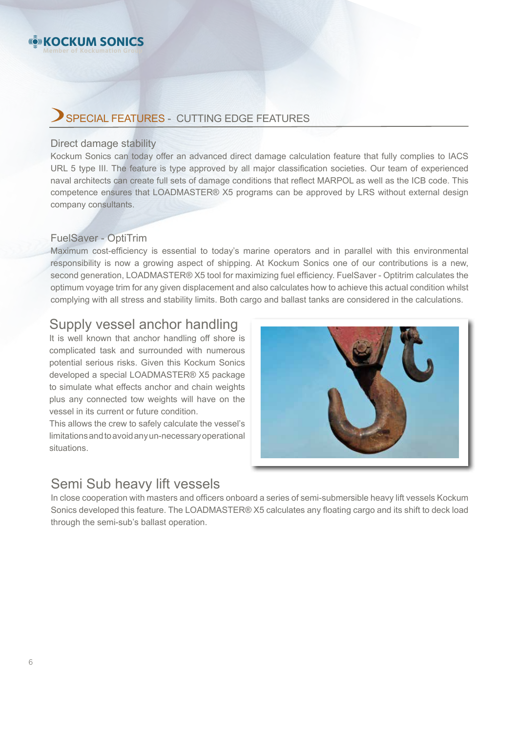## SPECIAL FEATURES - CUTTING EDGE FEATURES

### Direct damage stability

Kockum Sonics can today offer an advanced direct damage calculation feature that fully complies to IACS URL 5 type III. The feature is type approved by all major classification societies. Our team of experienced naval architects can create full sets of damage conditions that reflect MARPOL as well as the ICB code. This competence ensures that LOADMASTER® X5 programs can be approved by LRS without external design company consultants.

### FuelSaver - OptiTrim

Maximum cost-efficiency is essential to today's marine operators and in parallel with this environmental responsibility is now a growing aspect of shipping. At Kockum Sonics one of our contributions is a new, second generation, LOADMASTER® X5 tool for maximizing fuel efficiency. FuelSaver - Optitrim calculates the optimum voyage trim for any given displacement and also calculates how to achieve this actual condition whilst complying with all stress and stability limits. Both cargo and ballast tanks are considered in the calculations.

### Supply vessel anchor handling

It is well known that anchor handling off shore is complicated task and surrounded with numerous potential serious risks. Given this Kockum Sonics developed a special LOADMASTER® X5 package to simulate what effects anchor and chain weights plus any connected tow weights will have on the vessel in its current or future condition.

This allows the crew to safely calculate the vessel's limitations and to avoid any un-necessary operational situations.

### Semi Sub heavy lift vessels

In close cooperation with masters and officers onboard a series of semi-submersible heavy lift vessels Kockum Sonics developed this feature. The LOADMASTER® X5 calculates any floating cargo and its shift to deck load through the semi-sub's ballast operation.